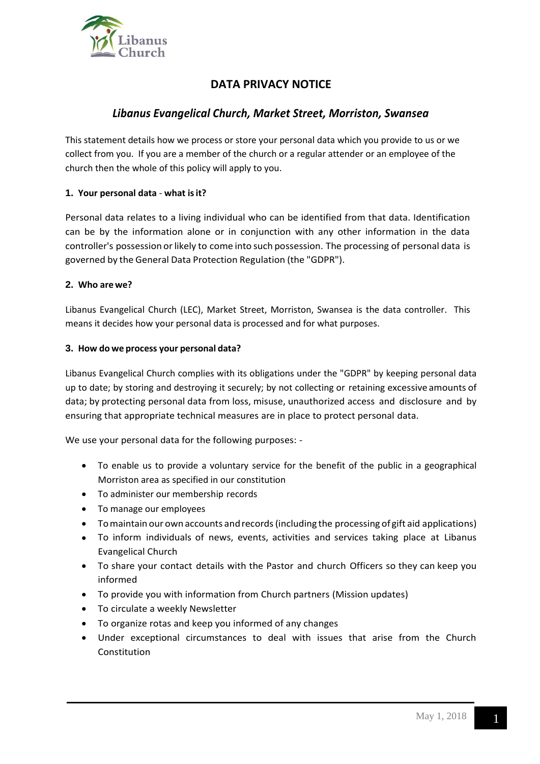# DATA PRIVACY NOTICE

## *Libanus Evangelical Church, Market Street, Morriston, Swansea*

This statement details how we process or store your personal data which you provide to us or we collect from you. If you are a member of the church or a regular attender or an employee of the church then the whole of this policy will apply to you.

### 1. Your personal data - what is it?

Personal data relates to a living individual who can be identified from that data. Identification can be by the information alone or in conjunction with any other information in the data controller's possession or likely to come into such possession. The processing of personal data is governed by the General Data Protection Regulation (the "GDPR").

### 2. Who are we?

Libanus Evangelical Church (LEC), Market Street, Morriston, Swansea is the data controller. This means it decides how your personal data is processed and for what purposes.

### 3. How do we process your personal data?

Libanus Evangelical Church complies with its obligations under the "GDPR" by keeping personal data up to date; by storing and destroying it securely; by not collecting or retaining excessive amounts of data; by protecting personal data from loss, misuse, unauthorized access and disclosure and by ensuring that appropriate technical measures are in place to protect personal data.

We use your personal data for the following purposes: -

- To enable us to provide a voluntary service for the benefit of the public in a geographical Morriston area as specified in our constitution
- To administer our membership records
- To manage our employees
- To maintain our own accounts and records (including the processing of gift aid applications)
- To inform individuals of news, events, activities and services taking place at Libanus Evangelical Church
- To share your contact details with the Pastor and church Officers so they can keep you informed
- To provide you with information from Church partners (Mission updates)
- To circulate a weekly Newsletter
- To organize rotas and keep you informed of any changes
- Under exceptional circumstances to deal with issues that arise from the Church Constitution

May 1, 2018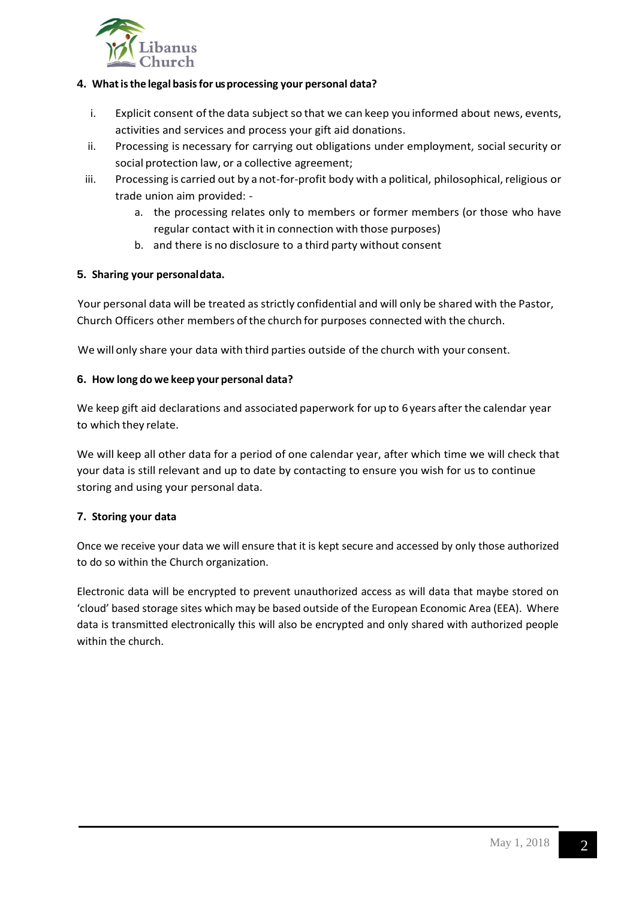#### 4. What is the legal basis for us processing your personal data?

i. Explicit consent of the data subject so that we can keep you informed about news, events, activities and services and process your gift aid donations.
ii. Processing is necessary for carrying out obligations under employment, social security or social protection law, or a collective agreement;
iii. Processing is carried out by a not-for-profit body with a political, philosophical, religious or trade union aim provided: -
    a. the processing relates only to members or former members (or those who have regular contact with it in connection with those purposes)
    b. and there is no disclosure to a third party without consent

#### 5. Sharing your personal data.

Your personal data will be treated as strictly confidential and will only be shared with the Pastor, Church Officers other members of the church for purposes connected with the church.

We will only share your data with third parties outside of the church with your consent.

#### 6. How long do we keep your personal data?

We keep gift aid declarations and associated paperwork for up to 6 years after the calendar year to which they relate.

We will keep all other data for a period of one calendar year, after which time we will check that your data is still relevant and up to date by contacting to ensure you wish for us to continue storing and using your personal data.

#### 7. Storing your data

Once we receive your data we will ensure that it is kept secure and accessed by only those authorized to do so within the Church organization.

Electronic data will be encrypted to prevent unauthorized access as will data that maybe stored on 'cloud' based storage sites which may be based outside of the European Economic Area (EEA). Where data is transmitted electronically this will also be encrypted and only shared with authorized people within the church.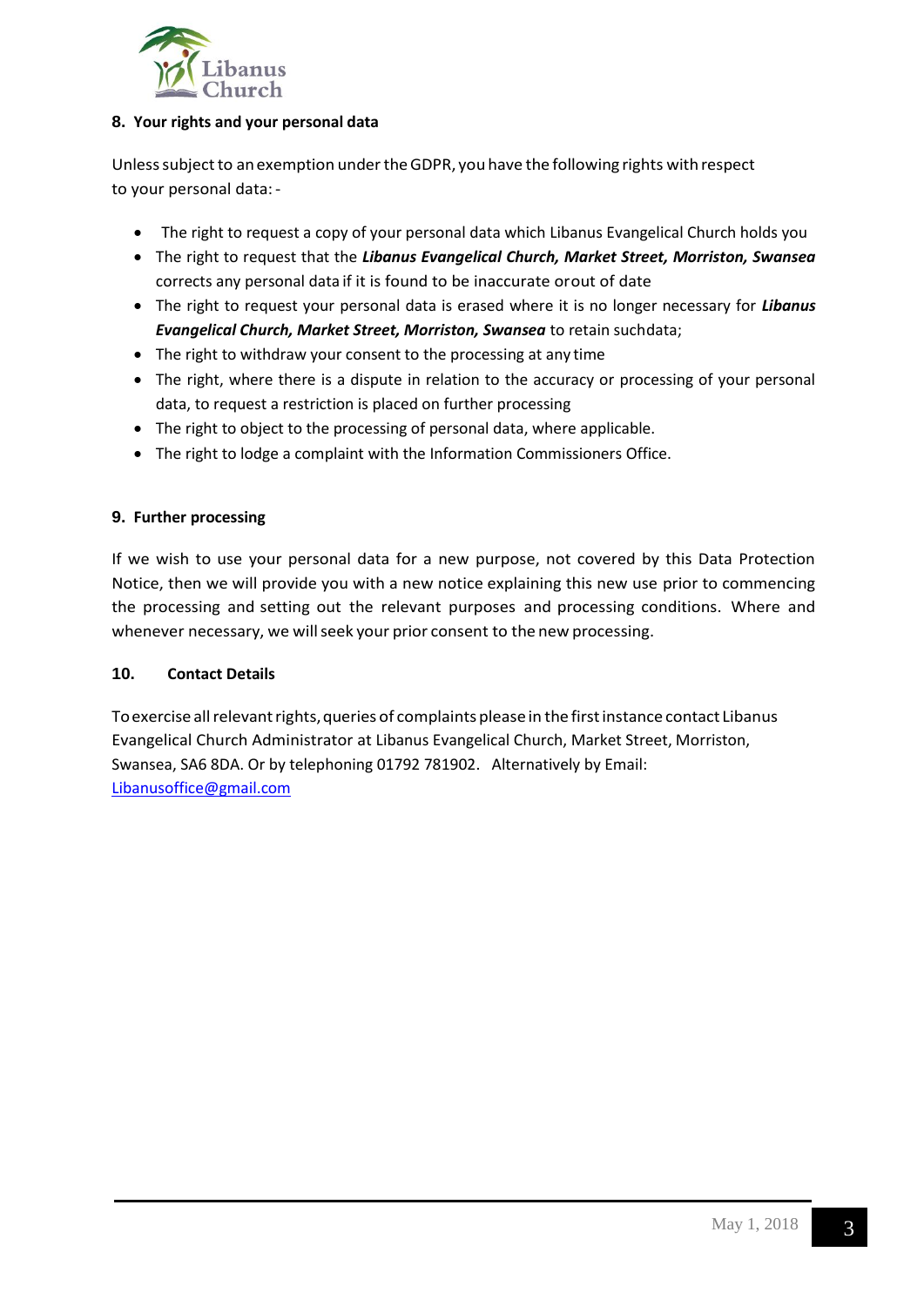## 8. Your rights and your personal data

Unless subject to an exemption under the GDPR, you have the following rights with respect to your personal data: -

- The right to request a copy of your personal data which Libanus Evangelical Church holds you
- The right to request that the ***Libanus Evangelical Church, Market Street, Morriston, Swansea*** corrects any personal data if it is found to be inaccurate orout of date
- The right to request your personal data is erased where it is no longer necessary for ***Libanus Evangelical Church, Market Street, Morriston, Swansea*** to retain suchdata;
- The right to withdraw your consent to the processing at any time
- The right, where there is a dispute in relation to the accuracy or processing of your personal data, to request a restriction is placed on further processing
- The right to object to the processing of personal data, where applicable.
- The right to lodge a complaint with the Information Commissioners Office.

## 9. Further processing

If we wish to use your personal data for a new purpose, not covered by this Data Protection Notice, then we will provide you with a new notice explaining this new use prior to commencing the processing and setting out the relevant purposes and processing conditions. Where and whenever necessary, we will seek your prior consent to the new processing.

## 10. Contact Details

To exercise all relevant rights, queries of complaints please in the first instance contact Libanus Evangelical Church Administrator at Libanus Evangelical Church, Market Street, Morriston, Swansea, SA6 8DA. Or by telephoning 01792 781902. Alternatively by Email: Libanusoffice@gmail.com